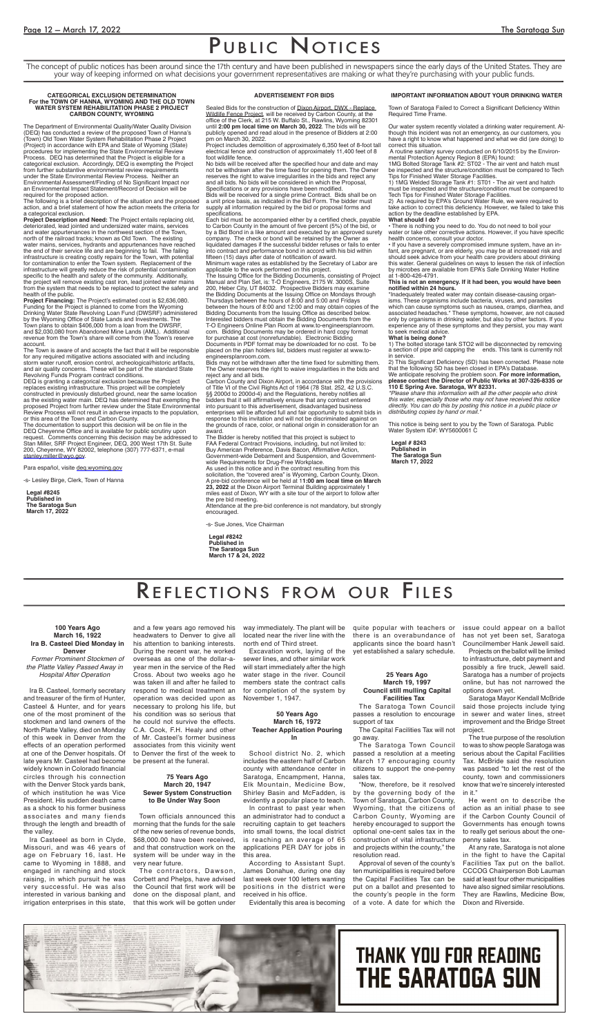# Public Notices

The concept of public notices has been around since the 17th century and have been published in newspapers since the early days of the United States. They are your way of keeping informed on what decisions your government representatives are making or what they're purchasing with your public funds.

### CATEGORICAL EXCLUSION DETERMINATION
### For the TOWN OF HANNA, WYOMING AND THE OLD TOWN WATER SYSTEM REHABILITATION PHASE 2 PROJECT CARBON COUNTY, WYOMING

The Department of Environmental Quality/Water Quality Division (DEQ) has conducted a review of the proposed Town of Hanna's (Town) Old Town Water System Rehabilitation Phase 2 Project (Project) in accordance with EPA and State of Wyoming (State) procedures for implementing the State Environmental Review Process. DEQ has determined that the Project is eligible for a categorical exclusion. Accordingly, DEQ is exempting the Project from further substantive environmental review requirements under the State Environmental Review Process. Neither an Environmental Assessment/Finding of No Significant Impact nor an Environmental Impact Statement/Record of Decision will be required for the proposed action.

The following is a brief description of the situation and the proposed action, and a brief statement of how the action meets the criteria for a categorical exclusion.

**Project Description and Need:** The Project entails replacing old, deteriorated, lead jointed and undersized water mains, services and water appurtenances in the northwest section of the Town, north of the railroad tracks; known as Old Town. The existing water mains, services, hydrants and appurtenances have reached the end of their service life and are beginning to fail. The failing infrastructure is creating costly repairs for the Town, with potential for contamination to enter the Town system. Replacement of the infrastructure will greatly reduce the risk of potential contamination specific to the health and safety of the community. Additionally, the project will remove existing cast iron, lead jointed water mains from the system that needs to be replaced to protect the safety and health of the public.

**Project Financing:** The Project's estimated cost is $2,636,080. Funding for the Project is planned to come from the Wyoming Drinking Water State Revolving Loan Fund (DWSRF) administered by the Wyoming Office of State Lands and Investments. The Town plans to obtain $406,000 from a loan from the DWSRF, and $2,030,080 from Abandoned Mine Lands (AML). Additional revenue from the Town's share will come from the Town's reserve account.

The Town is aware of and accepts the fact that it will be responsible for any required mitigative actions associated with and including storm water runoff, erosion control, archeological/historic artifacts, and air quality concerns. These will be part of the standard State Revolving Funds Program contract conditions.

DEQ is granting a categorical exclusion because the Project replaces existing infrastructure. This project will be completely constructed in previously disturbed ground, near the same location as the existing water main. DEQ has determined that exempting the proposed Project from further review under the State Environmental Review Process will not result in adverse impacts to the population, or this area of the Town and Carbon County.

The documentation to support this decision will be on file in the DEQ Cheyenne Office and is available for public scrutiny upon request. Comments concerning this decision may be addressed to Stan Miller, SRF Project Engineer, DEQ, 200 West 17th St. Suite 200, Cheyenne, WY 82002, telephone (307) 777-6371, e-mail stanley.miller@wyo.gov.

Para español, visite deq.wyoming.gov

-s- Lesley Birge, Clerk, Town of Hanna

**Legal #8245**
**Published in**
**The Saratoga Sun**
**March 17, 2022**

### ADVERTISEMENT FOR BIDS

Sealed Bids for the construction of Dixon Airport, DWX - Replace Wildlife Fence Project, will be received by Carbon County, at the office of the Clerk, at 215 W. Buffalo St., Rawlins, Wyoming 82301 until **2:00 pm local time on March 30, 2022**. The bids will be publicly opened and read aloud in the presence of Bidders at 2:00 pm on March 30, 2022.

Project includes demolition of approximately 6,350 feet of 8-foot tall electrical fence and construction of approximately 11,400 feet of 8 foot wildlife fence.

No bids will be received after the specified hour and date and may not be withdrawn after the time fixed for opening them. The Owner reserves the right to waive irregularities in the bids and reject any and all bids. No bids will be considered in which the Proposal, Specifications or any provisions have been modified.

Bids will be received for a single prime Contract. Bids shall be on a unit price basis, as indicated in the Bid Form. The bidder must supply all information required by the bid or proposal forms and specifications.

Each bid must be accompanied either by a certified check, payable to Carbon County in the amount of five percent (5%) of the bid, or by a Bid Bond in a like amount and executed by an approved surety company. The check or bond will be retained by the Owner as liquidated damages if the successful bidder refuses or fails to enter into contract and performance bond in accord with his bid within fifteen (15) days after date of notification of award.

Minimum wage rates as established by the Secretary of Labor are applicable to the work performed on this project.

The Issuing Office for the Bidding Documents, consisting of Project Manual and Plan Set, is: T-O Engineers, 2175 W. 3000S, Suite 200, Heber City, UT 84032. Prospective Bidders may examine the Bidding Documents at the Issuing Office on Mondays through Thursdays between the hours of 8:00 and 5:00 and Fridays between the hours of 8:00 and 12:00 and may obtain copies of the Bidding Documents from the Issuing Office as described below. Interested bidders must obtain the Bidding Documents from the T-O Engineers Online Plan Room at www.to-engineersplanroom.com. Bidding Documents may be ordered in hard copy format for purchase at cost (nonrefundable). Electronic Bidding Documents in PDF format may be downloaded for no cost. To be placed on the plan holders list, bidders must register at www.to-engineersplanroom.com.

Bids may not be withdrawn after the time fixed for submitting them. The Owner reserves the right to waive irregularities in the bids and reject any and all bids.

Carbon County and Dixon Airport, in accordance with the provisions of Title VI of the Civil Rights Act of 1964 (78 Stat. 252, 42 U.S.C. §§ 2000d to 2000d-4) and the Regulations, hereby notifies all bidders that it will affirmatively ensure that any contract entered into pursuant to this advertisement, disadvantaged business enterprises will be afforded full and fair opportunity to submit bids in response to this invitation and will not be discriminated against on the grounds of race, color, or national origin in consideration for an award.

The Bidder is hereby notified that this project is subject to FAA Federal Contract Provisions, including, but not limited to: Buy American Preference, Davis Bacon, Affirmative Action, Government-wide Debarment and Suspension, and Government-wide Requirements for Drug-Free Workplace.

As used in this notice and in the contract resulting from this solicitation, the "covered area" is Wyoming, Carbon County, Dixon. A pre-bid conference will be held at **11:00 am local time on March 23, 2022** at the Dixon Airport Terminal Building approximately 1 miles east of Dixon, WY with a site tour of the airport to follow after the pre bid meeting.

Attendance at the pre-bid conference is not mandatory, but strongly encouraged.

-s- Sue Jones, Vice Chairman

**Legal #8242**
**Published in**
**The Saratoga Sun**
**March 17 & 24, 2022**

### IMPORTANT INFORMATION ABOUT YOUR DRINKING WATER

Town of Saratoga Failed to Correct a Significant Deficiency Within Required Time Frame.

Our water system recently violated a drinking water requirement. Although this incident was not an emergency, as our customers, you have a right to know what happened and what we did (are doing) to correct this situation.

A routine sanitary survey conducted on 6/10/2015 by the Environmental Protection Agency Region 8 (EPA) found:

1MG Bolted Storage Tank #2: ST02 - The air vent and hatch must be inspected and the structure/condition must be compared to Tech Tips for Finished Water Storage Facilities.

1) 1MG Welded Storage Tank #1: ST01 - The air vent and hatch must be inspected and the structure/condition must be compared to Tech Tips for Finished Water Storage Facilities.

2) As required by EPA's Ground Water Rule, we were required to take action to correct this deficiency. However, we failed to take this action by the deadline established by EPA.

**What should I do?**

• There is nothing you need to do. You do not need to boil your water or take other corrective actions. However, if you have specific health concerns, consult your doctor.

• If you have a severely compromised immune system, have an infant, are pregnant, or are elderly, you may be at increased risk and should seek advice from your health care providers about drinking this water. General guidelines on ways to lessen the risk of infection by microbes are available from EPA's Safe Drinking Water Hotline at 1-800-426-4791.

**This is not an emergency. If it had been, you would have been notified within 24 hours.**

"Inadequately treated water may contain disease-causing organisms. These organisms include bacteria, viruses, and parasites which can cause symptoms such as nausea, cramps, diarrhea, and associated headaches." These symptoms, however, are not caused only by organisms in drinking water, but also by other factors. If you experience any of these symptoms and they persist, you may want to seek medical advice.

**What is being done?**

1) The bolted storage tank STO2 will be disconnected by removing a section of pipe and capping the ends. This tank is currently not in service.

2) This Significant Deficiency (SD) has been corrected. Please note that the following SD has been closed in EPA's Database.

We anticipate resolving the problem soon. **For more information, please contact the Director of Public Works at 307-326-8335 or 110 E Spring Ave. Saratoga, WY 82331.**

*\*Please share this information with all the other people who drink this water, especially those who may not have received this notice directly. You can do this by posting this notice in a public place or distributing copies by hand or mail.\**

This notice is being sent to you by the Town of Saratoga. Public Water System ID#: WY5600061 C

**Legal # 8243**
**Published in**
**The Saratoga Sun**
**March 17, 2022**

# Reflections from our Files

### 100 Years Ago
### March 16, 1922
### Ira B. Casteel Died Monday in Denver

*Former Prominent Stockmen of the Platte Valley Passed Away in Hospital After Operation*

Ira B. Casteel, formerly secretary and treasurer of the firm of Hunter, Casteel & Hunter, and for years one of the most prominent of the stockmen and land owners of the North Platte Valley, died on Monday of this week in Denver from the effects of an operation performed at one of the Denver hospitals. Of late years Mr. Casteel had become widely known in Colorado financial circles through his connection with the Denver Stock yards bank, of which institution he was Vice President. His sudden death came as a shock to his former business associates and many fiends through the length and breadth of the valley.

Ira Casteel as born in Clyde, Missouri, and was 46 years of age on February 16, last. He came to Wyoming in 1888, and engaged in ranching and stock raising, in which pursuit he was very successful. He was also interested in various banking and irrigation enterprises in this state, and a few years ago removed his headwaters to Denver to give all his attention to banking interests. During the recent war, he worked overseas as one of the dollar-a-year men in the service of the Red Cross. About two weeks ago he was taken ill and after he failed to respond to medical treatment an operation was decided upon as necessary to prolong his life, but his condition was so serious that he could not survive the effects. C.A. Cook, F.H. Healy and other of Mr. Casteel's former business associates from this vicinity went to Denver the first of the week to be present at the funeral.

### 75 Years Ago
### March 20, 1947
### Sewer System Construction to Be Under Way Soon

Town officials announced this morning that the funds for the sale of the new series of revenue bonds, $68,000.00 have been received, and that construction work on the system will be under way in the very near future.

The contractors, Dawson, Corbett and Phelps, have advised the Council that first work will be done on the disposal plant, and that this work will be gotten under way immediately. The plant will be located near the river line with the north end of Third street.

Excavation work, laying of the sewer lines, and other similar work will start immediately after the high water stage in the river. Council members state the contract calls for completion of the system by November 1, 1947.

### 50 Years Ago
### March 16, 1972
### Teacher Application Pouring In

School district No. 2, which includes the eastern half of Carbon county with attendance center in Saratoga, Encampment, Hanna, Elk Mountain, Medicine Bow, Shirley Basin and McFadden, is evidently a popular place to teach.

In contrast to past year when an administrator had to conduct a recruiting captain to get teachers into small towns, the local district is reaching an average of 65 applications PER DAY for jobs in this area.

According to Assistant Supt. James Donahue, during one day last week over 100 letters wanting positions in the district were received in his office.

Evidently this area is becoming quite popular with teachers or there is an overabundance of applicants since the board hasn't yet established a salary schedule.

### 25 Years Ago
### March 19, 1997
### Council still mulling Capital Facilities Tax

The Saratoga Town Council passes a resolution to encourage support of tax

The Capital Facilities Tax will not go away.

The Saratoga Town Council passed a resolution at a meeting March 17 encouraging county citizens to support the one-penny sales tax.

"Now, therefore, be it resolved by the governing body of the Town of Saratoga, Carbon County, Wyoming, that the citizens of Carbon County, Wyoming are hereby encouraged to support the optional one-cent sales tax in the construction of vital infrastructure and projects within the county," the resolution read.

Approval of seven of the county's ten municipalities is required before the Capital Facilities Tax can be put on a ballot and presented to the county's people in the form of a vote. A date for which the issue could appear on a ballot has not yet been set, Saratoga Councilmember Hank Jewell said.

Projects on the ballot will be limited to infrastructure, debt payment and possibly a fire truck, Jewell said. Saratoga has a number of projects online, but has not narrowed the options down yet.

Saratoga Mayor Kendall McBride said those projects include tying in sewer and water lines, street improvement and the Bridge Street project.

The true purpose of the resolution to was to show people Saratoga was serious about the Capital Facilities Tax. McBride said the resolution was passed "to let the rest of the county, town and commissioners know that we're sincerely interested in it."

He went on to describe the action as an initial phase to see if the Carbon County Council of Governments has enough towns to really get serious about the one-penny sales tax.

At any rate, Saratoga is not alone in the fight to have the Capital Facilities Tax put on the ballot. CCCOG Chairperson Bob Lauman said at least four other municipalities have also signed similar resolutions. They are Rawlins, Medicine Bow, Dixon and Riverside.

**THANK YOU FOR READING THE SARATOGA SUN**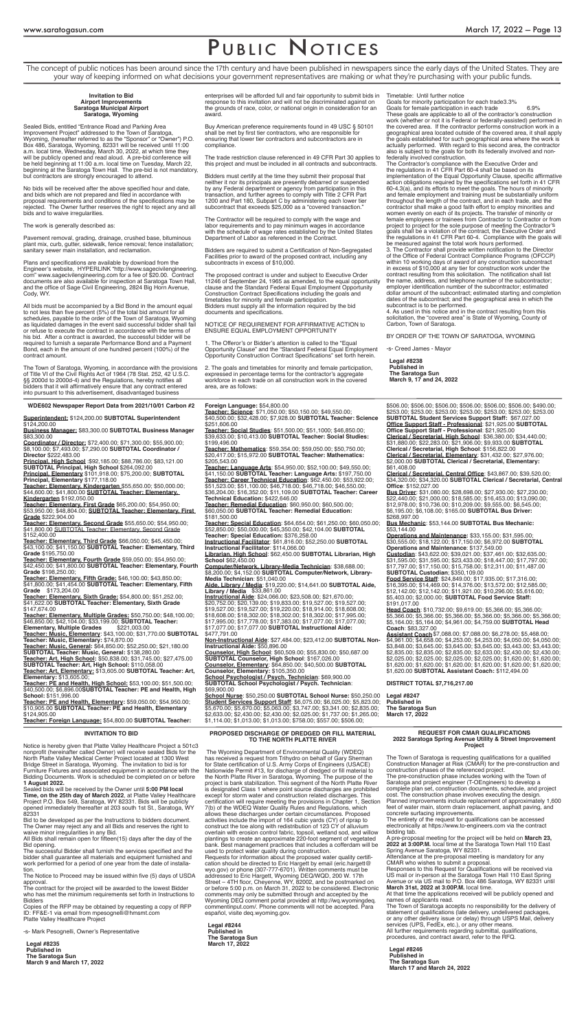# PUBLIC NOTICES

The concept of public notices has been around since the 17th century and have been published in newspapers since the early days of the United States. They are your way of keeping informed on what decisions your government representatives are making or what they're purchasing with your public funds.

### Invitation to Bid
### Airport Improvements
### Saratoga Municipal Airport
### Saratoga, Wyoming

Sealed Bids, entitled "Entrance Road and Parking Area Improvement Project" addressed to the Town of Saratoga, Wyoming, (hereafter referred to as the "Sponsor" or "Owner") P.O. Box 486, Saratoga, Wyoming, 82331 will be received until 11:00 a.m. local time, Wednesday, March 30, 2022, at which time they will be publicly opened and read aloud. A pre-bid conference will be held beginning at 11:00 a.m. local time on Tuesday, March 22, beginning at the Saratoga Town Hall. The pre-bid is not mandatory, but contractors are strongly encouraged to attend.

No bids will be received after the above specified hour and date, and bids which are not prepared and filed in accordance with proposal requirements and conditions of the specifications may be rejected. The Owner further reserves the right to reject any and all bids and to waive irregularities.

The work is generally described as:

Pavement removal, grading, drainage, crushed base, bituminous plant mix, curb, gutter, sidewalk, fence removal; fence installation; sanitary sewer main installation, and reclamation.

Plans and specifications are available by download from the Engineer's website. HYPERLINK "http://www.sagecivilengineering.com" www.sagecivilengineering.com for a fee of $20.00. Contract documents are also available for inspection at Saratoga Town Hall, and the office of Sage Civil Engineering, 2824 Big Horn Avenue, Cody, WY.

All bids must be accompanied by a Bid Bond in the amount equal to not less than five percent (5%) of the total bid amount for all schedules, payable to the order of the Town of Saratoga, Wyoming as liquidated damages in the event said successful bidder shall fail or refuse to execute the contract in accordance with the terms of his bid. After a contract is awarded, the successful bidder will be required to furnish a separate Performance Bond and a Payment Bond, each in the amount of one hundred percent (100%) of the contract amount.

The Town of Saratoga, Wyoming, in accordance with the provisions of Title VI of the Civil Rights Act of 1964 (78 Stat. 252, 42 U.S.C. §§ 2000d to 2000d-4) and the Regulations, hereby notifies all bidders that it will affirmatively ensure that any contract entered into pursuant to this advertisement, disadvantaged business enterprises will be afforded full and fair opportunity to submit bids in response to this invitation and will not be discriminated against on the grounds of race, color, or national origin in consideration for an award.

Buy American preference requirements found in 49 USC § 50101 shall be met by first tier contractors, who are responsible for ensuring that lower tier contractors and subcontractors are in compliance.

The trade restriction clause referenced in 49 CFR Part 30 applies to this project and must be included in all contracts and subcontracts.

Bidders must certify at the time they submit their proposal that neither it nor its principals are presently debarred or suspended by any Federal department or agency from participation in this transaction, and further agrees to comply with Title 2 CFR Part 1200 and Part 180, Subpart C by administering each lower tier subcontract that exceeds $25,000 as a "covered transaction."

The Contractor will be required to comply with the wage and labor requirements and to pay minimum wages in accordance with the schedule of wage rates established by the United States Department of Labor as referenced in the Contract.

Bidders are required to submit a Certification of Non-Segregated Facilities prior to award of the proposed contract, including any subcontracts in excess of $10,000.

The proposed contract is under and subject to Executive Order 11246 of September 24, 1965 as amended, to the equal opportunity clause and the Standard Federal Equal Opportunity Construction Contract Specifications including the goals and timetables for minority and female participation.
Bidders must supply all the information required by the bid documents and specifications.

NOTICE OF REQUIREMENT FOR AFFIRMATIVE ACTION to ENSURE EQUAL EMPLOYMENT OPPORTUNITY

1. The Offeror's or Bidder's attention is called to the "Equal Opportunity Clause" and the "Standard Federal Equal Employment Opportunity Construction Contract Specifications" set forth herein.

2. The goals and timetables for minority and female participation, expressed in percentage terms for the contractor's aggregate workforce in each trade on all construction work in the covered area, are as follows:

Timetable: Until further notice
Goals for minority participation for each trade3.3%
Goals for female participation in each trade 6.9%
These goals are applicable to all of the contractor's construction work (whether or not it is Federal or federally-assisted) performed in the covered area. If the contractor performs construction work in a geographical area located outside of the covered area, it shall apply the goals established for such geographical area where the work is actually performed. With regard to this second area, the contractor also is subject to the goals for both its federally involved and non-federally involved construction.
The Contractor's compliance with the Executive Order and the regulations in 41 CFR Part 60-4 shall be based on its implementation of the Equal Opportunity Clause, specific affirmative action obligations required by the specifications set forth in 41 CFR 60-4.3(a), and its efforts to meet the goals. The hours of minority and female employment and training must be substantially uniform throughout the length of the contract, and in each trade, and the contractor shall make a good faith effort to employ minorities and women evenly on each of its projects. The transfer of minority or female employees or trainees from Contractor to Contractor or from project to project for the sole purpose of meeting the Contractor's goals shall be a violation of the contract, the Executive Order and the regulations in 41 CFR Part 60-4. Compliance with the goals will be measured against the total work hours performed.
3. The Contractor shall provide written notification to the Director of the Office of Federal Contract Compliance Programs (OFCCP) within 10 working days of award of any construction subcontract in excess of $10,000 at any tier for construction work under the contract resulting from this solicitation. The notification shall list the name, address, and telephone number of the subcontractor; employer identification number of the subcontractor; estimated dollar amount of the subcontract; estimated starting and completion dates of the subcontract; and the geographical area in which the subcontract is to be performed.
4. As used in this notice and in the contract resulting from this solicitation, the "covered area" is State of Wyoming, County of Carbon, Town of Saratoga.

BY ORDER OF THE TOWN OF SARATOGA, WYOMING

-s- Creed James - Mayor

**Legal #8238**
**Published in**
**The Saratoga Sun**
**March 9, 17 and 24, 2022**

---

### WDE602 Newspaper Report Data from 2021/10/01 Carbon #2

**Superintendent:** $124,200.00 **SUBTOTAL Superintendent** $124,200.00
**Business Manager:** $83,300.00 **SUBTOTAL Business Manager** $83,300.00
**Coordinator / Director:** $72,400.00; $71,300.00; $55,900.00; $8,100.00; $7,493.00; $7,290.00 **SUBTOTAL Coordinator / Director** $222,483.00
**Principal, High School** :$92,185.00; $88,786.00; $83,121.00 **SUBTOTAL Principal, High School** $264,092.00
**Principal, Elementary** $101,918.00; $75,200.00; **SUBTOTAL Principal, Elementary** $177,118.00
**Teacher: Elementary, Kindergarten** $55,650.00; $50,000.00; $44,600.00; $41,800.00 **SUBTOTAL Teacher: Elementary, Kindergarten** $192,050.00
**Teacher: Elementary, First Grade** $65,200.00; $54,950.00; $53,950.00; $48,804.00; **SUBTOTAL Teacher: Elementary, First Grade** $222,904.00
**Teacher: Elementary, Second Grade** $55,650.00; $54,950.00; $41,800.00 SUBTOTAL Teacher: Elementary, Second Grade $152,400.00
**Teacher: Elementary, Third Grade** $66,050.00; $45,450.00; $43,100.00; $41,150.00 **SUBTOTAL Teacher: Elementary, Third Grade** $195,750.00
**Teacher: Elementary, Fourth Grade** $59,050.00; $54,950.00; $42,450.00; $41,800.00 **SUBTOTAL Teacher: Elementary, Fourth Grade** $198,250.00;
**Teacher: Elementary, Fifth Grade:** $46,100.00; $43,850.00; $41,800.00; $41,454.00 **SUBTOTAL Teacher: Elementary, Fifth Grade** $173,204.00
**Teacher: Elementary, Sixth Grade:** $54,800.00; $51,252.00; $41,622.00 **SUBTOTAL Teacher: Elementary, Sixth Grade** $147,674.00
**Teacher: Elementary, Multiple Grades:** $50,750.00; $48,100.00; $46,850.00; $42,104.00; $33,199.00; **SUBTOTAL Teacher: Elementary, Multiple Grades** $221,003.00
**Teacher: Music, Elementary**: $43,100.00; $31,770.00 **SUBTOTAL Teacher: Music, Elementary:** $74,870.00
**Teacher: Music, General:** $64,850.00; $52,250.00; $21,180.00 **SUBTOTAL Teacher: Music, General:** $138,280.00
**Teacher: Art, High School:** $50,838.00; $31,745.00; $27,475.00 **SUBTOTAL Teacher: Art, High School:** $110,058.00
**Teacher: Art, Elementary:** $13,605.00 **SUBTOTAL Teacher: Art, Elementary:** $13,605.00;
**Teacher: PE and Health, High School:** $53,100.00; $51,500.00; $40,500.00; $6,896.00**SUBTOTAL Teacher: PE and Health, High School:** $151,996.00
**Teacher: PE and Health, Elementary:** $59,050.00; $54,950.00; $10,905.00 **SUBTOTAL Teacher: PE and Health, Elementary** $124,905.00
**Teacher: Foreign Language:** $54,800.00 **SUBTOTAL Teacher: Foreign Language:** $54,800.00
**Teacher: Science**: $71,050.00; $50,150.00; $49,550.00; $40,500.00; $32,428.00; $7,928.00 **SUBTOTAL Teacher: Science** $251,606.00
**Teacher: Social Studies**: $51,500.00; $51,1000; $46,850.00; $39,633.00; $10,413.00 **SUBTOTAL Teacher: Social Studies:** $199,496.00
**Teacher: Mathematics**: $59,354.00; $59,050.00; $50,750.00; $20,417.00; $15,972.00 **SUBTOTAL Teacher: Mathematics:** $205,543.00
**Teacher: Language Arts**: $54,950.00; $52,100.00; $49,550.00; $41,150.00 **SUBTOTAL Teacher: Language Arts:** $197,750.00
**Teacher: Career Technical Education:** $62,450.00; $53,922.00; $51,523.00; $51,100.00; $46,718.00; $46,718.00; $46,550.00; $36,204.00; $16,352.00; $11,109.00 **SUBTOTAL Teacher: Career Technical Education:** $422,646.00
**Teacher: Remedial Education**: $60,950.00; $60,500.00; $60,050.00 **SUBTOTAL Teacher: Remedial Education:** $181,500.00
**Teacher: Special Education**: $64,654.00; $61,250.00; $60,050.00; $52,850.00; $50,000.00; $45,350.00; $42,104.00 **SUBTOTAL Teacher: Special Education:** $376,258.00
**Instructional Facilitator**: $61,816.00; $52,250.00 **SUBTOTAL Instructional Facilitator**: $114,066.00
**Librarian, High School**: $62,450.00 **SUBTOTAL Librarian, High School** $62,450.00
**Computer/Network, Library-Media Technician**: $38,688.00; $8,200.00; $4,152.00 **SUBTOTAL Computer/Network, Library-Media Technician**: $51,040.00
**Aide, Library / Media**: $19,220.00; $14,641.00 **SUBTOTAL Aide, Library / Media** $33,861.00
**Instructional Aide**: $24,066.00; $23,508.00; $21,670.00; $20,752.00; $20,139.00; $19,833.00; $19,527.00; $19,527.00; $19,527.00; $19,527.00; $19,220.00; $18,914.00; $18,608.00; $18,608.00; $18,302.00; $18,302.00; $18,302.00; $17,995.00; $17,995.00; $17,778.00; $17,383.00; $17,077.00; $17,077.00; $17,077.00; $17,077.00 **SUBTOTAL Instructional Aide:** $477,791.00
**Non-Instructional Aide**: $27,484.00; $23,412.00 **SUBTOTAL Non-Instructional Aide:** $50,896.00
**Counselor, High School**: $60,509.00; $55,830.00; $50,687.00 **SUBTOTAL Counselor, High School**: $167,026.00
**Counselor, Elementary**: $64,850.00; $40,500.00 **SUBTOTAL Counselor, Elementary:** $105,350.00
**School Psychologist / Psych. Technician**: $69,900.00 **SUBTOTAL School Psychologist / Psych. Technician**: $69,900.00
**School Nurse**: $50,250.00 **SUBTOTAL School Nurse:** $50,250.00
**Student Services Support Staff**: $6,075.00; $6,025.00; $5,823.00; $5,670.00; $5,670.00; $5,063.00; $3,747.00; $3,341.00; $2,835.00; $2,633.00; $2,430.00; $2,430.00; $2,025.00; $1,737.00; $1,265.00; $1,114.00; $1,013.00; $1,013.00; $758.00; $557.00; $506.00; $506.00; $506.00; $506.00; $506.00; $506.00; $506.00; $490.00; $253.00; $253.00; $253.00; $253.00; $253.00; $253.00; $253.00 **SUBTOTAL Student Services Support Staff:** $67,027.00
**Office Support Staff - Professional**: $21,925.00 **SUBTOTAL Office Support Staff - Professional**: $21,925.00
**Clerical / Secretarial, High School**: $36,380.00; $34,440.00; $31,880.00; $22,283.00; $21,906.00; $9,933.00 **SUBTOTAL Clerical / Secretarial, High School**: $156,822.00
**Clerical / Secretarial, Elementary**: $31,432.00; $27,976.00; $2,000.00 **SUBTOTAL Clerical / Secretarial, Elementary:** $61,408.00
**Clerical / Secretarial, Central Office**: $43,867.00; $39,520.00; $34,320.00; $34,320.00 **SUBTOTAL Clerical / Secretarial, Central Office**: $152,027.00
**Bus Driver**: $31,080.00; $28,698.00; $27,930.00; $27,230.00; $22,440.00; $21,000.00; $18,585.00; $16,453.00; $13,090.00; $12,978.00; $10,736.00; $10,209.00; $9,555.00; $6,545.00; $6,195.00; $6,108.00; $165.00 **SUBTOTAL Bus Driver:** $268,997.00
**Bus Mechanic**: $53,144.00 **SUBTOTAL Bus Mechanic:** $53,144.00
**Operations and Maintenance:** $33,155.00; $31,595.00; $30,555.00; $18,122.00; $17,150.00; $6,972.00 **SUBTOTAL Operations and Maintenance**: $137,549.00
**Custodian**: $43,622.00; $39,021.00; $37,461.00; $32,635.00; $31,595.00; $31,595.00; $23,433.00; $18,447.00; $17,797.00; $17,797.00; $17,150.00; $15,758.00; $12,311.00; $11,487.00 **SUBTOTAL Custodian**: $350,109.00
**Food Service Staff**: $24,849.00; $17,935.00; $17,316.00; $16,395.00; $14,469.00; $14,376.00; $13,572.00; $12,585.00; $12,142.00; $12,142.00; $11,921.00; $10,296.00; $5,616.00; $5,403.00; $2,000.00; **SUBTOTAL Food Service Staff:** $191,017.00
**Head Coach**: $10,732.00; $9,619.00; $5,366.00; $5,366.00; $5,366.00; $5,366.00; $5,366.00; $5,366.00; $5,366.00; $5,366.00; $5,164.00; $5,164.00; $4,961.00; $4,759.00 **SUBTOTAL Head Coach**: $83,327.00
**Assistant Coach** $7,088.00; $7,088.00; $6,278.00; $5,468.00; $4,961.00; $4,658.00; $4,253.00; $4,253.00; $4,050.00; $4,050.00; $3,848.00; $3,645.00; $3,645.00; $3,645.00; $3,443.00; $3,443.00; $2,835.00; $2,835.00; $2,835.00; $2,633.00; $2,430.00; $2,430.00; $2,025.00; $2,025.00; $2,025.00; $2,025.00; $1,620.00; $1,620.00; $1,620.00; $1,620.00; $1,620.00; $1,620.00; $1,620.00; $1,620.00; $1,620.00 **SUBTOTAL Assistant Coach:** $112,494.00

**DISTRICT TOTAL $7,716,217.00**

**Legal #8247**
**Published in**
**The Saratoga Sun**
**March 17, 2022**

---

### INVITATION TO BID

Notice is hereby given that Platte Valley Healthcare Project a 501c3 nonprofit (hereinafter called Owner) will receive sealed Bids for the North Platte Valley Medical Center Project located at 1300 West Bridge Street in Saratoga, Wyoming. The invitation to bid is for Furniture Fixtures and associated equipment in accordance with the Bidding Documents. Work is scheduled to be completed on or before **1 August 2022.**
Sealed bids will be received by the Owner until **5:00 PM local Time, on the 25th day of March 2022**, at Platte Valley Healthcare Project P.O. Box 549, Saratoga, WY 82331. Bids will be publicly opened immediately thereafter at 203 south 1st St., Saratoga, WY 82331
Bid to be developed as per the Instructions to bidders document.
The Owner may reject any and all Bids and reserves the right to waive minor irregularities in any Bid.
All Bids shall remain open for fifteen(15) days after the day of the Bid opening.
The successful Bidder shall furnish the services specified and the bidder shall guarantee all materials and equipment furnished and work performed for a period of one year from the date of installation.
The Notice to Proceed may be issued within five (5) days of USDA approval.
The contract for the project will be awarded to the lowest Bidder who has met the minimum requirements set forth in Instructions to Bidders
Copies of the RFP may be obtained by requesting a copy of RFP ID: FF&E-1 via email from mpesognelli@hmsmt.com
Platte Valley Healthcare Project

-s- Mark Pesognelli, Owner's Representative

**Legal #8235**
**Published in**
**The Saratoga Sun**
**March 9 and March 17, 2022**

---

### PROPOSED DISCHARGE OF DREDGED OR FILL MATERIAL TO THE NORTH PLATTE RIVER

The Wyoming Department of Environmental Quality (WDEQ) has received a request from Trihydro on behalf of Gary Sherman for State certification of U.S. Army Corps of Engineers (USACE) Nationwide Permit #13, for discharge of dredged or fill material to the North Platte River in Saratoga, Wyoming. The purpose of the project is bank stabilization. This segment of the North Platte River is designated Class 1 where point source discharges are prohibited except for storm water and construction related discharges. This certification will require meeting the provisions in Chapter 1, Section 7(b) of the WDEQ Water Quality Rules and Regulations, which allows these discharges under certain circumstances. Proposed activities include the import of 164 cubic yards (CY) of riprap to construct the toe along with redistribution of 123 CY of alluvium overlain with erosion control fabric, topsoil, wetland sod, and willow plantings to create an approximate 220-foot segment of vegetated bank. Best management practices that includes a cofferdam will be used to protect water quality during construction.
Requests for information about the proposed water quality certification should be directed to Eric Hargett by email (eric.hargett@wyo.gov) or phone (307-777-6701). Written comments must be addressed to Eric Hargett, Wyoming DEQ/WQD, 200 W. 17th Street – 4TH floor, Cheyenne, WY, 82002, and be postmarked on or before 5:00 p.m. on March 31, 2022 to be considered. Electronic comments may only be submitted through and accepted by the Wyoming DEQ comment portal provided at http://wq.wyomingdeq.commentinput.com/. Phone comments will not be accepted. Para español, visite deq.wyoming.gov.

**Legal #8244**
**Published in**
**The Saratoga Sun**
**March 17, 2022**

---

### REQUEST FOR CMAR QUALIFICATIONS
### 2022 Saratoga Spring Avenue Utility & Street Improvement Project

The Town of Saratoga is requesting qualifications for a qualified Construction Manager at Risk (CMAR) for the pre-construction and construction phases of the referenced project.
The pre-construction phase includes working with the Town of Saratoga and project engineer (T-OEngineers) to develop a complete plan set, construction documents, schedule, and project cost. The construction phase involves executing the design.
Planned improvements include replacement of approximately 1,600 feet of water main, storm drain replacement, asphalt paving, and concrete surfacing improvements.
The entirety of the request for qualifications can be accessed electronically at https://www.to-engineers.com via the contract bidding tab.
A pre-proposal meeting for the project will be held on **March 23, 2022 at 3:00P.M.** local time at the Saratoga Town Hall 110 East Spring Avenue Saratoga, WY 82331.
Attendance at the pre-proposal meeting is mandatory for any CMAR who wishes to submit a proposal.
Responses to this Request for Qualifications will be received via US mail or in-person at the Saratoga Town Hall 110 East Spring Avenue or via US mail to P.O. Box 486 Saratoga, WY 82331 until **March 31st, 2022 at 3:00P.M.** local time.
At that time the applications received will be publicly opened and names of applicants read.
The Town of Saratoga accepts no responsibility for the delivery of statement of qualifications (late delivery, undelivered packages, or any other delivery issue or delay) through USPS Mail, delivery services (UPS, FedEx, etc.), or any other means.
All further requirements regarding submittal, qualifications, procedures, and contract award, refer to the RFQ.

**Legal #8246**
**Published in**
**The Saratoga Sun**
**March 17 and March 24, 2022**